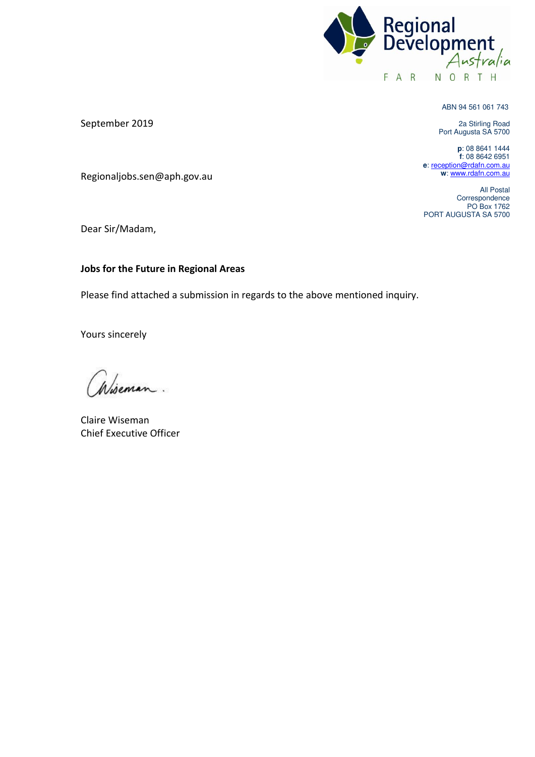Regional Development Australia
FAR NORTH

ABN 94 561 061 743

2a Stirling Road
Port Augusta SA 5700

**p**: 08 8641 1444
**f**: 08 8642 6951
**e**: reception@rdafn.com.au
**w**: www.rdafn.com.au

All Postal
Correspondence
PO Box 1762
PORT AUGUSTA SA 5700

September 2019

Regionaljobs.sen@aph.gov.au

Dear Sir/Madam,

**Jobs for the Future in Regional Areas**

Please find attached a submission in regards to the above mentioned inquiry.

Yours sincerely

Claire Wiseman
Chief Executive Officer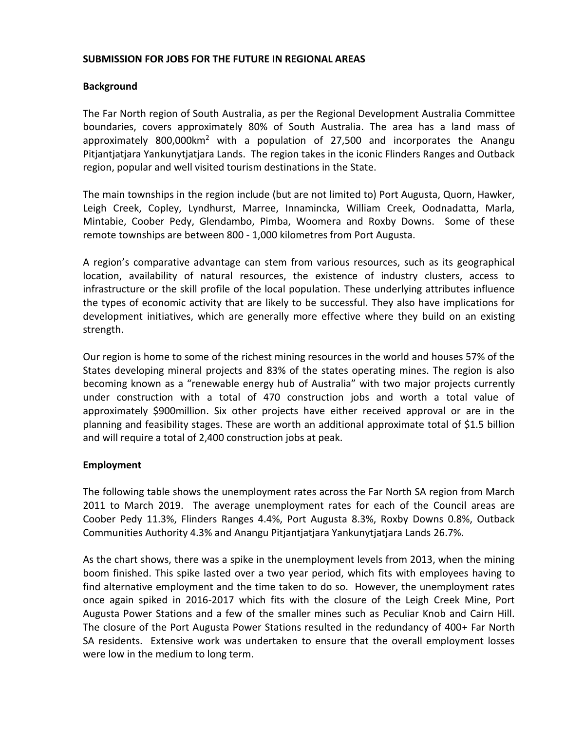**SUBMISSION FOR JOBS FOR THE FUTURE IN REGIONAL AREAS**

**Background**

The Far North region of South Australia, as per the Regional Development Australia Committee boundaries, covers approximately 80% of South Australia. The area has a land mass of approximately 800,000km$^2$ with a population of 27,500 and incorporates the Anangu Pitjantjatjara Yankunytjatjara Lands. The region takes in the iconic Flinders Ranges and Outback region, popular and well visited tourism destinations in the State.

The main townships in the region include (but are not limited to) Port Augusta, Quorn, Hawker, Leigh Creek, Copley, Lyndhurst, Marree, Innamincka, William Creek, Oodnadatta, Marla, Mintabie, Coober Pedy, Glendambo, Pimba, Woomera and Roxby Downs. Some of these remote townships are between 800 - 1,000 kilometres from Port Augusta.

A region's comparative advantage can stem from various resources, such as its geographical location, availability of natural resources, the existence of industry clusters, access to infrastructure or the skill profile of the local population. These underlying attributes influence the types of economic activity that are likely to be successful. They also have implications for development initiatives, which are generally more effective where they build on an existing strength.

Our region is home to some of the richest mining resources in the world and houses 57% of the States developing mineral projects and 83% of the states operating mines. The region is also becoming known as a "renewable energy hub of Australia" with two major projects currently under construction with a total of 470 construction jobs and worth a total value of approximately $900million. Six other projects have either received approval or are in the planning and feasibility stages. These are worth an additional approximate total of $1.5 billion and will require a total of 2,400 construction jobs at peak.

**Employment**

The following table shows the unemployment rates across the Far North SA region from March 2011 to March 2019. The average unemployment rates for each of the Council areas are Coober Pedy 11.3%, Flinders Ranges 4.4%, Port Augusta 8.3%, Roxby Downs 0.8%, Outback Communities Authority 4.3% and Anangu Pitjantjatjara Yankunytjatjara Lands 26.7%.

As the chart shows, there was a spike in the unemployment levels from 2013, when the mining boom finished. This spike lasted over a two year period, which fits with employees having to find alternative employment and the time taken to do so. However, the unemployment rates once again spiked in 2016-2017 which fits with the closure of the Leigh Creek Mine, Port Augusta Power Stations and a few of the smaller mines such as Peculiar Knob and Cairn Hill. The closure of the Port Augusta Power Stations resulted in the redundancy of 400+ Far North SA residents. Extensive work was undertaken to ensure that the overall employment losses were low in the medium to long term.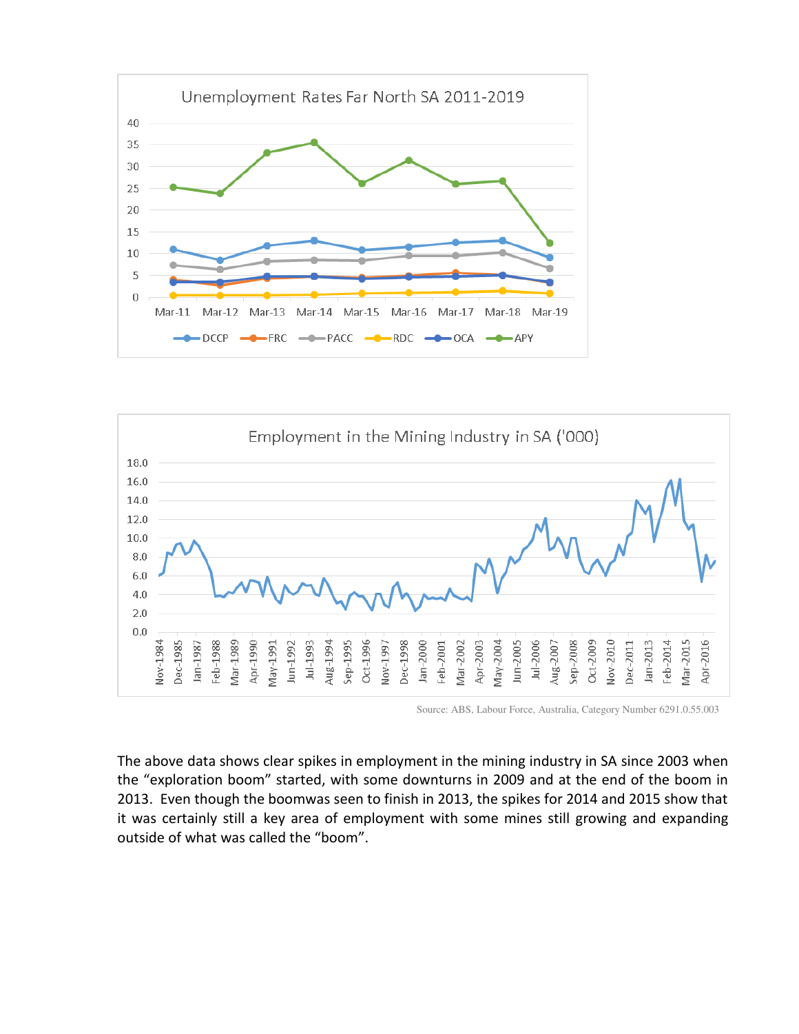Source: ABS, Labour Force, Australia, Category Number 6291.0.55.003

The above data shows clear spikes in employment in the mining industry in SA since 2003 when the "exploration boom" started, with some downturns in 2009 and at the end of the boom in 2013. Even though the boomwas seen to finish in 2013, the spikes for 2014 and 2015 show that it was certainly still a key area of employment with some mines still growing and expanding outside of what was called the "boom".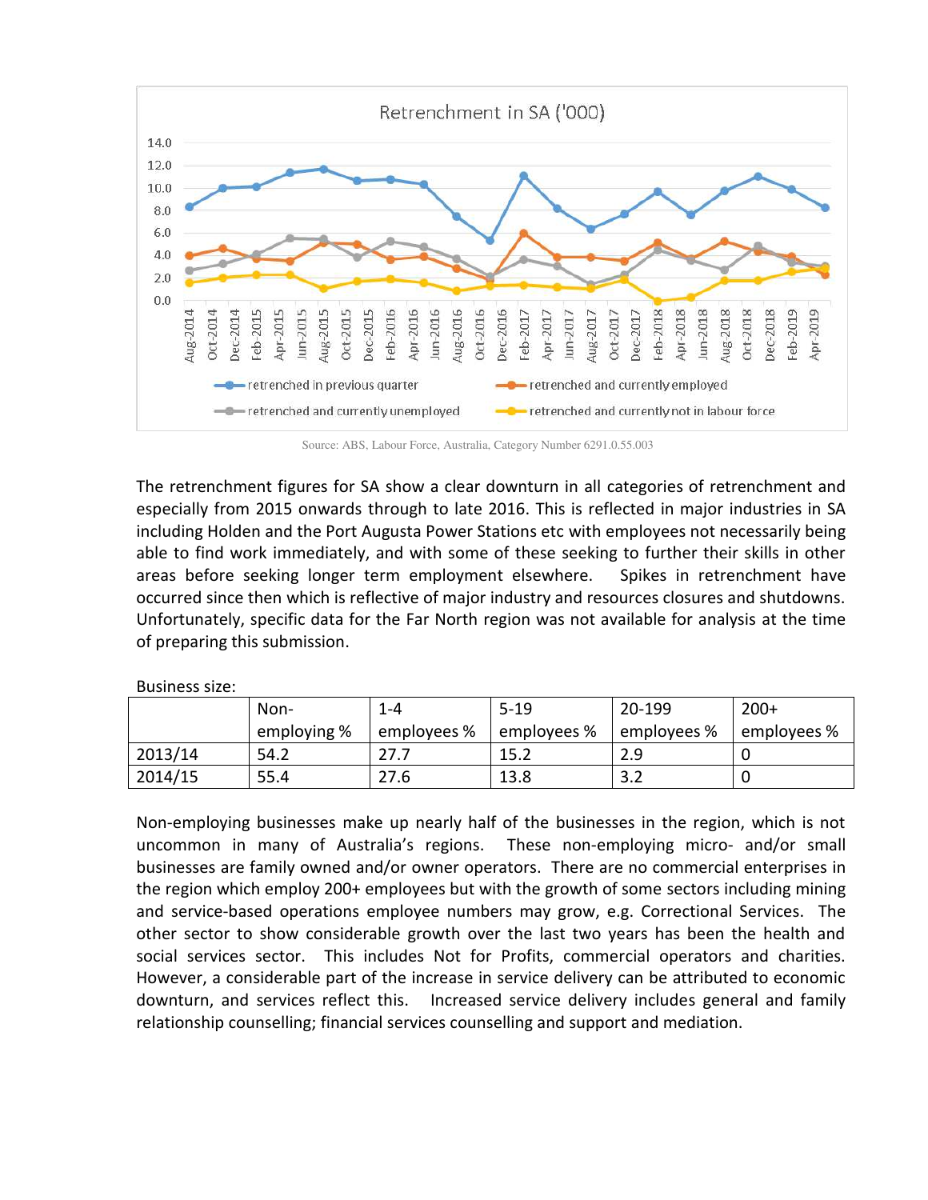Retrenchment in SA ('000)

Source: ABS, Labour Force, Australia, Category Number 6291.0.55.003

The retrenchment figures for SA show a clear downturn in all categories of retrenchment and especially from 2015 onwards through to late 2016. This is reflected in major industries in SA including Holden and the Port Augusta Power Stations etc with employees not necessarily being able to find work immediately, and with some of these seeking to further their skills in other areas before seeking longer term employment elsewhere. Spikes in retrenchment have occurred since then which is reflective of major industry and resources closures and shutdowns. Unfortunately, specific data for the Far North region was not available for analysis at the time of preparing this submission.

Business size:

| | Non-employing % | 1-4 employees % | 5-19 employees % | 20-199 employees % | 200+ employees % |
|---|---|---|---|---|---|
| 2013/14 | 54.2 | 27.7 | 15.2 | 2.9 | 0 |
| 2014/15 | 55.4 | 27.6 | 13.8 | 3.2 | 0 |

Non-employing businesses make up nearly half of the businesses in the region, which is not uncommon in many of Australia's regions. These non-employing micro- and/or small businesses are family owned and/or owner operators. There are no commercial enterprises in the region which employ 200+ employees but with the growth of some sectors including mining and service-based operations employee numbers may grow, e.g. Correctional Services. The other sector to show considerable growth over the last two years has been the health and social services sector. This includes Not for Profits, commercial operators and charities. However, a considerable part of the increase in service delivery can be attributed to economic downturn, and services reflect this. Increased service delivery includes general and family relationship counselling; financial services counselling and support and mediation.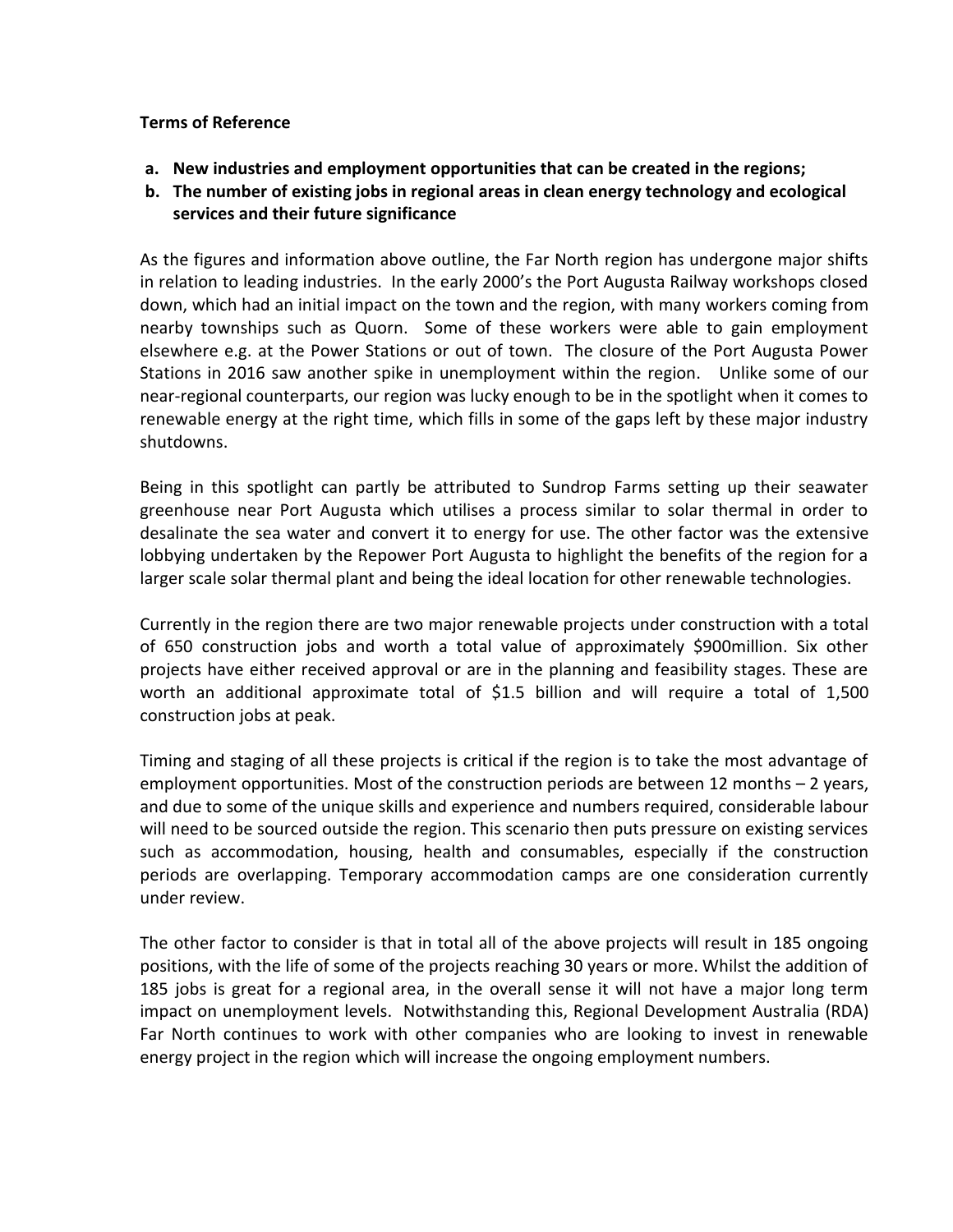**Terms of Reference**

- **a. New industries and employment opportunities that can be created in the regions;**
- **b. The number of existing jobs in regional areas in clean energy technology and ecological services and their future significance**

As the figures and information above outline, the Far North region has undergone major shifts in relation to leading industries. In the early 2000's the Port Augusta Railway workshops closed down, which had an initial impact on the town and the region, with many workers coming from nearby townships such as Quorn. Some of these workers were able to gain employment elsewhere e.g. at the Power Stations or out of town. The closure of the Port Augusta Power Stations in 2016 saw another spike in unemployment within the region. Unlike some of our near-regional counterparts, our region was lucky enough to be in the spotlight when it comes to renewable energy at the right time, which fills in some of the gaps left by these major industry shutdowns.

Being in this spotlight can partly be attributed to Sundrop Farms setting up their seawater greenhouse near Port Augusta which utilises a process similar to solar thermal in order to desalinate the sea water and convert it to energy for use. The other factor was the extensive lobbying undertaken by the Repower Port Augusta to highlight the benefits of the region for a larger scale solar thermal plant and being the ideal location for other renewable technologies.

Currently in the region there are two major renewable projects under construction with a total of 650 construction jobs and worth a total value of approximately $900million. Six other projects have either received approval or are in the planning and feasibility stages. These are worth an additional approximate total of $1.5 billion and will require a total of 1,500 construction jobs at peak.

Timing and staging of all these projects is critical if the region is to take the most advantage of employment opportunities. Most of the construction periods are between 12 months – 2 years, and due to some of the unique skills and experience and numbers required, considerable labour will need to be sourced outside the region. This scenario then puts pressure on existing services such as accommodation, housing, health and consumables, especially if the construction periods are overlapping. Temporary accommodation camps are one consideration currently under review.

The other factor to consider is that in total all of the above projects will result in 185 ongoing positions, with the life of some of the projects reaching 30 years or more. Whilst the addition of 185 jobs is great for a regional area, in the overall sense it will not have a major long term impact on unemployment levels. Notwithstanding this, Regional Development Australia (RDA) Far North continues to work with other companies who are looking to invest in renewable energy project in the region which will increase the ongoing employment numbers.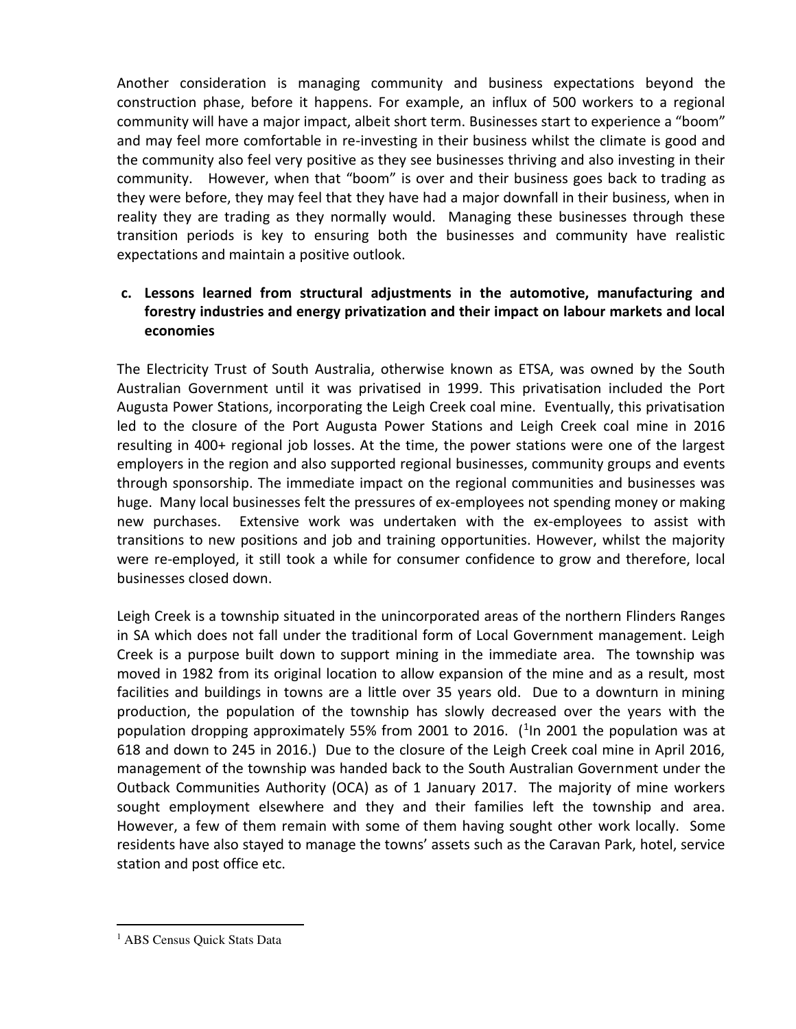Another consideration is managing community and business expectations beyond the construction phase, before it happens. For example, an influx of 500 workers to a regional community will have a major impact, albeit short term. Businesses start to experience a "boom" and may feel more comfortable in re-investing in their business whilst the climate is good and the community also feel very positive as they see businesses thriving and also investing in their community. However, when that "boom" is over and their business goes back to trading as they were before, they may feel that they have had a major downfall in their business, when in reality they are trading as they normally would. Managing these businesses through these transition periods is key to ensuring both the businesses and community have realistic expectations and maintain a positive outlook.

**c. Lessons learned from structural adjustments in the automotive, manufacturing and forestry industries and energy privatization and their impact on labour markets and local economies**

The Electricity Trust of South Australia, otherwise known as ETSA, was owned by the South Australian Government until it was privatised in 1999. This privatisation included the Port Augusta Power Stations, incorporating the Leigh Creek coal mine. Eventually, this privatisation led to the closure of the Port Augusta Power Stations and Leigh Creek coal mine in 2016 resulting in 400+ regional job losses. At the time, the power stations were one of the largest employers in the region and also supported regional businesses, community groups and events through sponsorship. The immediate impact on the regional communities and businesses was huge. Many local businesses felt the pressures of ex-employees not spending money or making new purchases. Extensive work was undertaken with the ex-employees to assist with transitions to new positions and job and training opportunities. However, whilst the majority were re-employed, it still took a while for consumer confidence to grow and therefore, local businesses closed down.

Leigh Creek is a township situated in the unincorporated areas of the northern Flinders Ranges in SA which does not fall under the traditional form of Local Government management. Leigh Creek is a purpose built down to support mining in the immediate area. The township was moved in 1982 from its original location to allow expansion of the mine and as a result, most facilities and buildings in towns are a little over 35 years old. Due to a downturn in mining production, the population of the township has slowly decreased over the years with the population dropping approximately 55% from 2001 to 2016. ([1]In 2001 the population was at 618 and down to 245 in 2016.) Due to the closure of the Leigh Creek coal mine in April 2016, management of the township was handed back to the South Australian Government under the Outback Communities Authority (OCA) as of 1 January 2017. The majority of mine workers sought employment elsewhere and they and their families left the township and area. However, a few of them remain with some of them having sought other work locally. Some residents have also stayed to manage the towns' assets such as the Caravan Park, hotel, service station and post office etc.

---

[1] ABS Census Quick Stats Data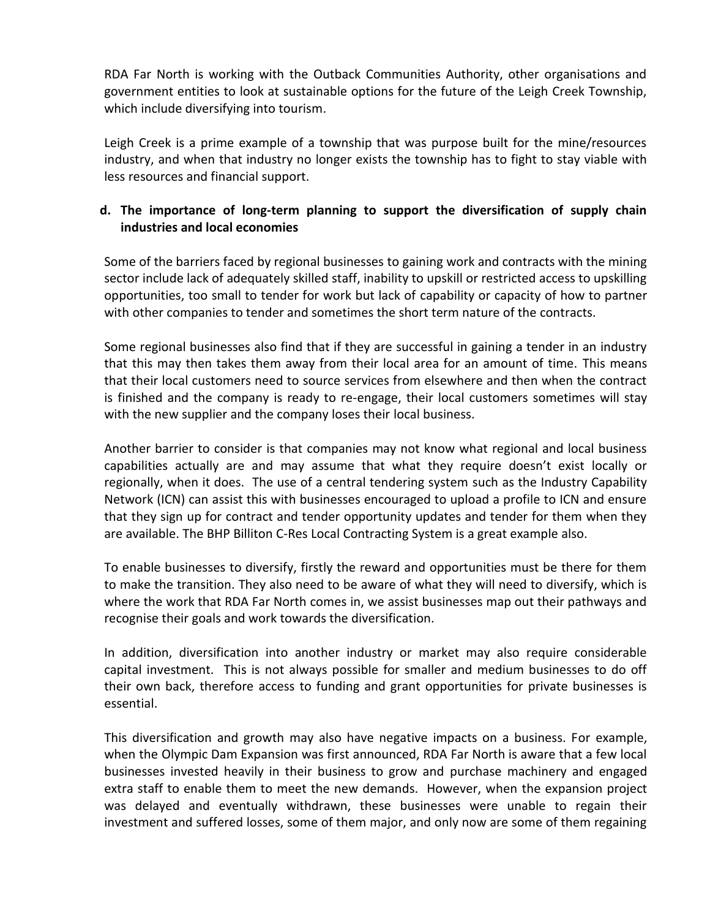RDA Far North is working with the Outback Communities Authority, other organisations and government entities to look at sustainable options for the future of the Leigh Creek Township, which include diversifying into tourism.

Leigh Creek is a prime example of a township that was purpose built for the mine/resources industry, and when that industry no longer exists the township has to fight to stay viable with less resources and financial support.

**d. The importance of long-term planning to support the diversification of supply chain industries and local economies**

Some of the barriers faced by regional businesses to gaining work and contracts with the mining sector include lack of adequately skilled staff, inability to upskill or restricted access to upskilling opportunities, too small to tender for work but lack of capability or capacity of how to partner with other companies to tender and sometimes the short term nature of the contracts.

Some regional businesses also find that if they are successful in gaining a tender in an industry that this may then takes them away from their local area for an amount of time. This means that their local customers need to source services from elsewhere and then when the contract is finished and the company is ready to re-engage, their local customers sometimes will stay with the new supplier and the company loses their local business.

Another barrier to consider is that companies may not know what regional and local business capabilities actually are and may assume that what they require doesn't exist locally or regionally, when it does. The use of a central tendering system such as the Industry Capability Network (ICN) can assist this with businesses encouraged to upload a profile to ICN and ensure that they sign up for contract and tender opportunity updates and tender for them when they are available. The BHP Billiton C-Res Local Contracting System is a great example also.

To enable businesses to diversify, firstly the reward and opportunities must be there for them to make the transition. They also need to be aware of what they will need to diversify, which is where the work that RDA Far North comes in, we assist businesses map out their pathways and recognise their goals and work towards the diversification.

In addition, diversification into another industry or market may also require considerable capital investment. This is not always possible for smaller and medium businesses to do off their own back, therefore access to funding and grant opportunities for private businesses is essential.

This diversification and growth may also have negative impacts on a business. For example, when the Olympic Dam Expansion was first announced, RDA Far North is aware that a few local businesses invested heavily in their business to grow and purchase machinery and engaged extra staff to enable them to meet the new demands. However, when the expansion project was delayed and eventually withdrawn, these businesses were unable to regain their investment and suffered losses, some of them major, and only now are some of them regaining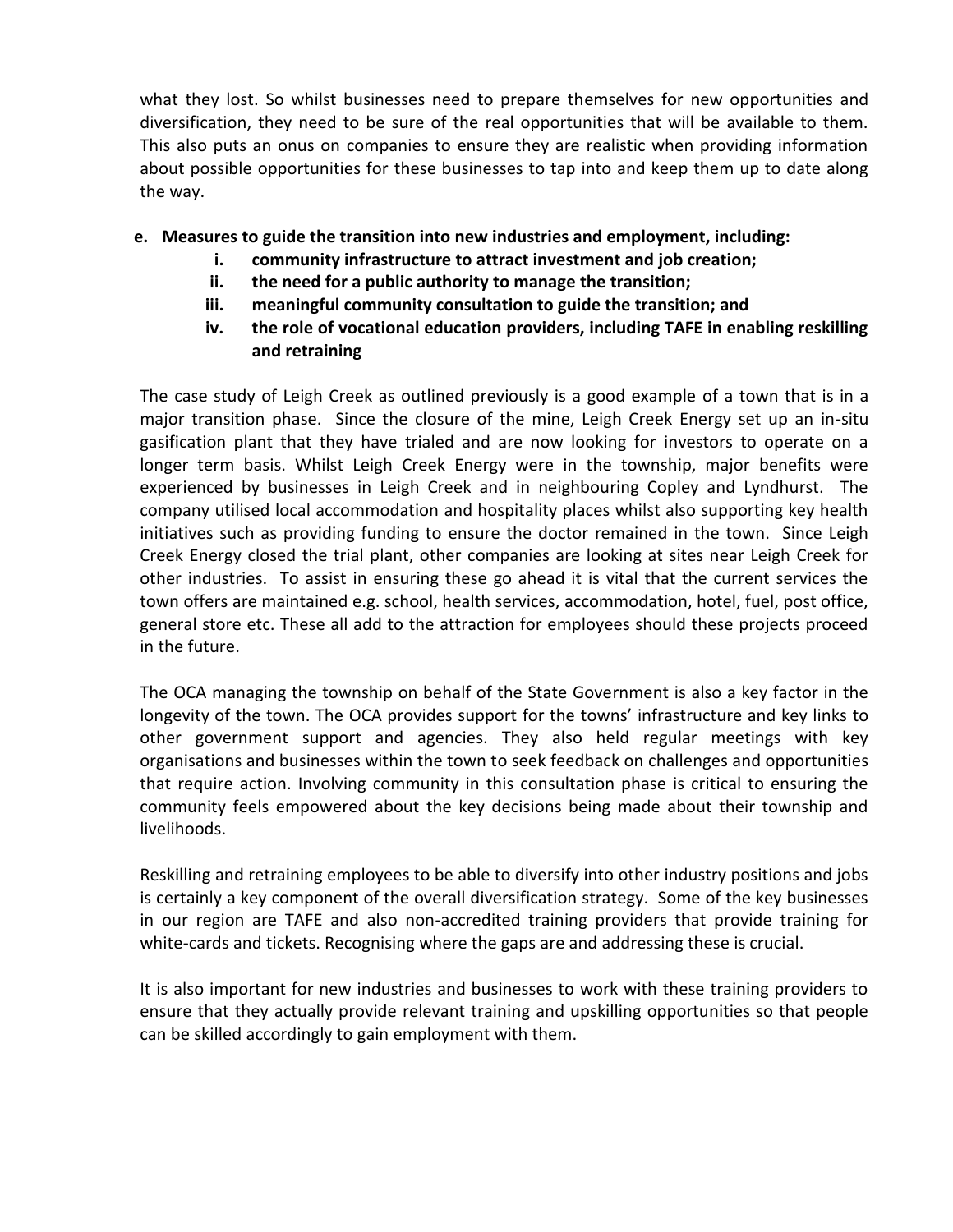what they lost. So whilst businesses need to prepare themselves for new opportunities and diversification, they need to be sure of the real opportunities that will be available to them. This also puts an onus on companies to ensure they are realistic when providing information about possible opportunities for these businesses to tap into and keep them up to date along the way.

**e. Measures to guide the transition into new industries and employment, including:**

- **i. community infrastructure to attract investment and job creation;**
- **ii. the need for a public authority to manage the transition;**
- **iii. meaningful community consultation to guide the transition; and**
- **iv. the role of vocational education providers, including TAFE in enabling reskilling and retraining**

The case study of Leigh Creek as outlined previously is a good example of a town that is in a major transition phase. Since the closure of the mine, Leigh Creek Energy set up an in-situ gasification plant that they have trialed and are now looking for investors to operate on a longer term basis. Whilst Leigh Creek Energy were in the township, major benefits were experienced by businesses in Leigh Creek and in neighbouring Copley and Lyndhurst. The company utilised local accommodation and hospitality places whilst also supporting key health initiatives such as providing funding to ensure the doctor remained in the town. Since Leigh Creek Energy closed the trial plant, other companies are looking at sites near Leigh Creek for other industries. To assist in ensuring these go ahead it is vital that the current services the town offers are maintained e.g. school, health services, accommodation, hotel, fuel, post office, general store etc. These all add to the attraction for employees should these projects proceed in the future.

The OCA managing the township on behalf of the State Government is also a key factor in the longevity of the town. The OCA provides support for the towns' infrastructure and key links to other government support and agencies. They also held regular meetings with key organisations and businesses within the town to seek feedback on challenges and opportunities that require action. Involving community in this consultation phase is critical to ensuring the community feels empowered about the key decisions being made about their township and livelihoods.

Reskilling and retraining employees to be able to diversify into other industry positions and jobs is certainly a key component of the overall diversification strategy. Some of the key businesses in our region are TAFE and also non-accredited training providers that provide training for white-cards and tickets. Recognising where the gaps are and addressing these is crucial.

It is also important for new industries and businesses to work with these training providers to ensure that they actually provide relevant training and upskilling opportunities so that people can be skilled accordingly to gain employment with them.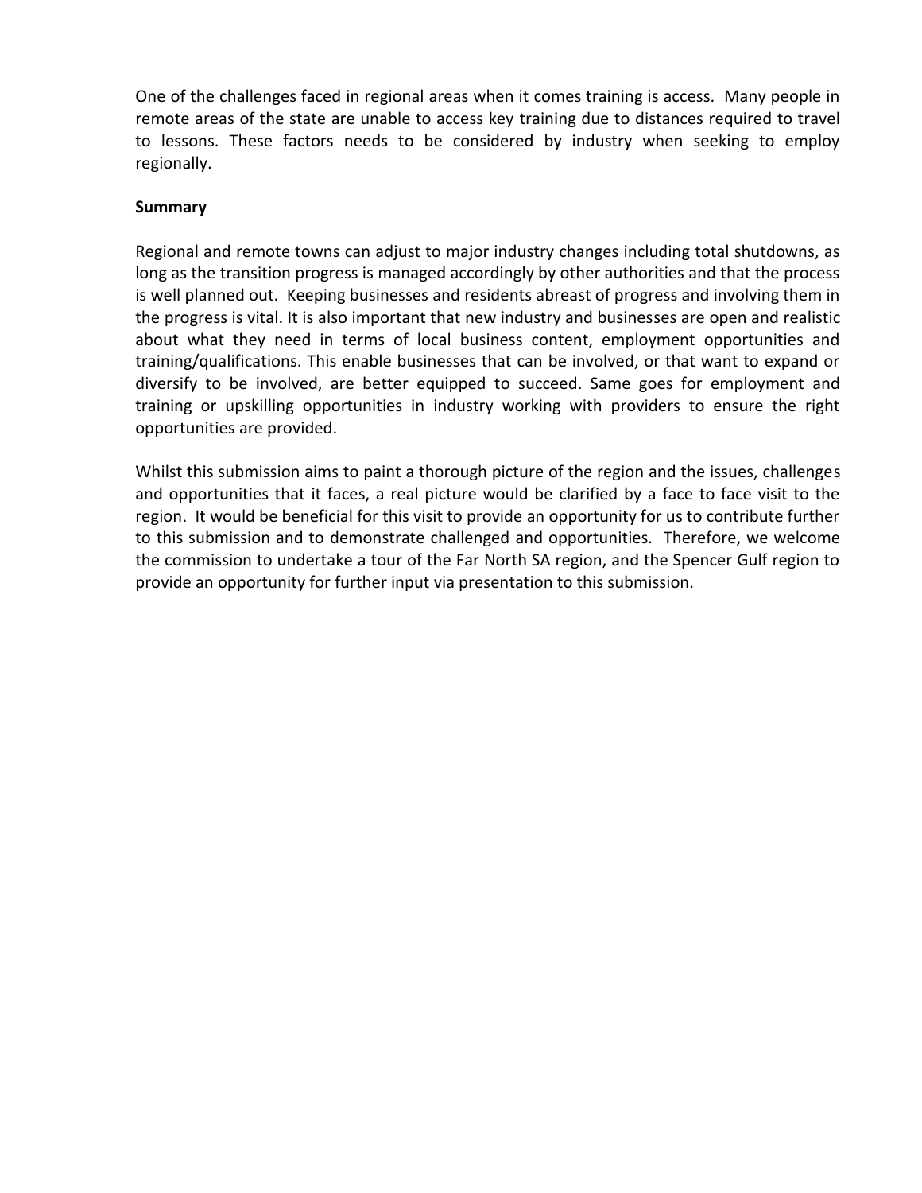One of the challenges faced in regional areas when it comes training is access. Many people in remote areas of the state are unable to access key training due to distances required to travel to lessons. These factors needs to be considered by industry when seeking to employ regionally.

**Summary**

Regional and remote towns can adjust to major industry changes including total shutdowns, as long as the transition progress is managed accordingly by other authorities and that the process is well planned out. Keeping businesses and residents abreast of progress and involving them in the progress is vital. It is also important that new industry and businesses are open and realistic about what they need in terms of local business content, employment opportunities and training/qualifications. This enable businesses that can be involved, or that want to expand or diversify to be involved, are better equipped to succeed. Same goes for employment and training or upskilling opportunities in industry working with providers to ensure the right opportunities are provided.

Whilst this submission aims to paint a thorough picture of the region and the issues, challenges and opportunities that it faces, a real picture would be clarified by a face to face visit to the region. It would be beneficial for this visit to provide an opportunity for us to contribute further to this submission and to demonstrate challenged and opportunities. Therefore, we welcome the commission to undertake a tour of the Far North SA region, and the Spencer Gulf region to provide an opportunity for further input via presentation to this submission.